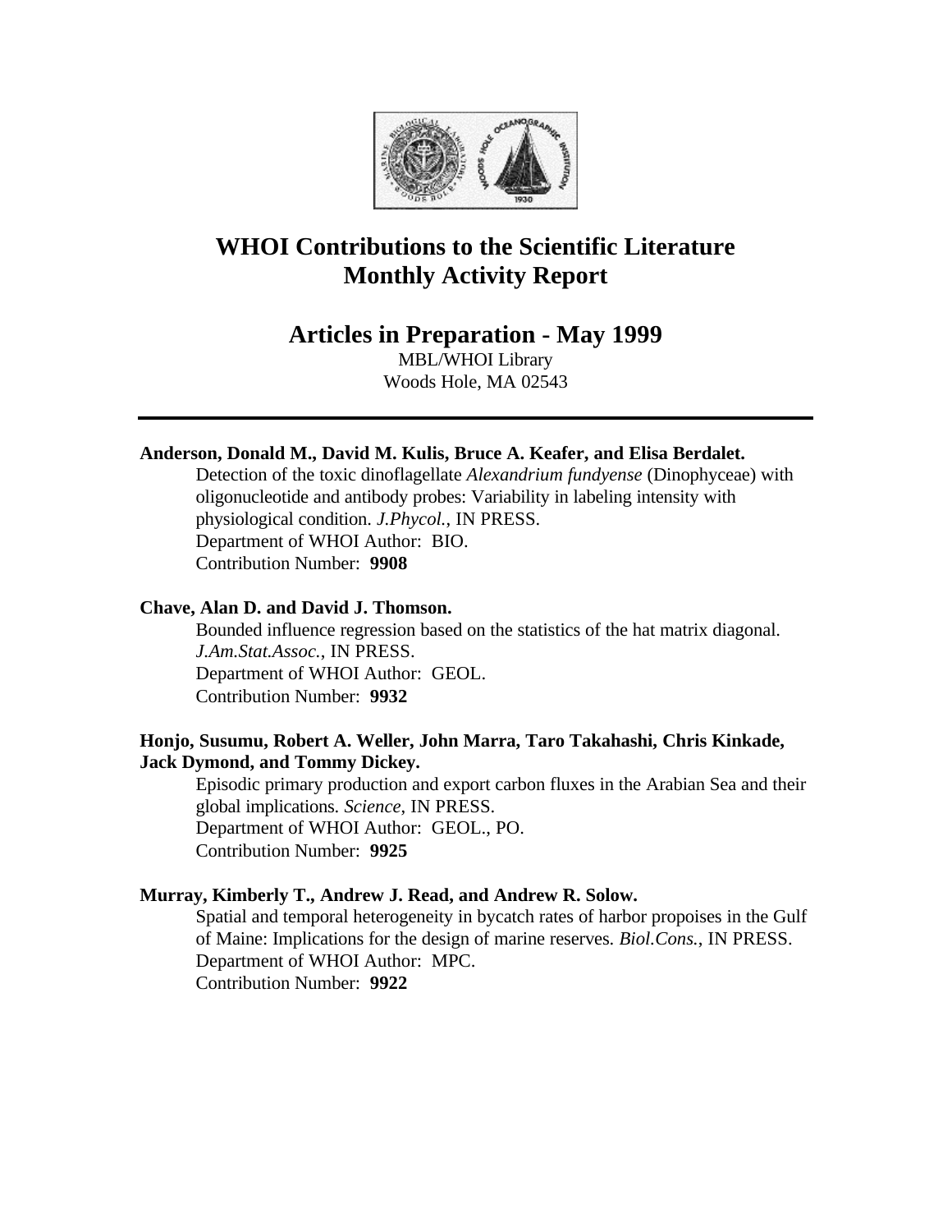# WHOI Contributions to the Scientific Literature Monthly Activity Report

## Articles in Preparation - May 1999

MBL/WHOI Library
Woods Hole, MA 02543

---

**Anderson, Donald M., David M. Kulis, Bruce A. Keafer, and Elisa Berdalet.**

Detection of the toxic dinoflagellate *Alexandrium fundyense* (Dinophyceae) with oligonucleotide and antibody probes: Variability in labeling intensity with physiological condition. *J.Phycol.*, IN PRESS.
Department of WHOI Author: BIO.
Contribution Number: **9908**

**Chave, Alan D. and David J. Thomson.**

Bounded influence regression based on the statistics of the hat matrix diagonal. *J.Am.Stat.Assoc.*, IN PRESS.
Department of WHOI Author: GEOL.
Contribution Number: **9932**

**Honjo, Susumu, Robert A. Weller, John Marra, Taro Takahashi, Chris Kinkade, Jack Dymond, and Tommy Dickey.**

Episodic primary production and export carbon fluxes in the Arabian Sea and their global implications. *Science*, IN PRESS.
Department of WHOI Author: GEOL., PO.
Contribution Number: **9925**

**Murray, Kimberly T., Andrew J. Read, and Andrew R. Solow.**

Spatial and temporal heterogeneity in bycatch rates of harbor propoises in the Gulf of Maine: Implications for the design of marine reserves. *Biol.Cons.*, IN PRESS.
Department of WHOI Author: MPC.
Contribution Number: **9922**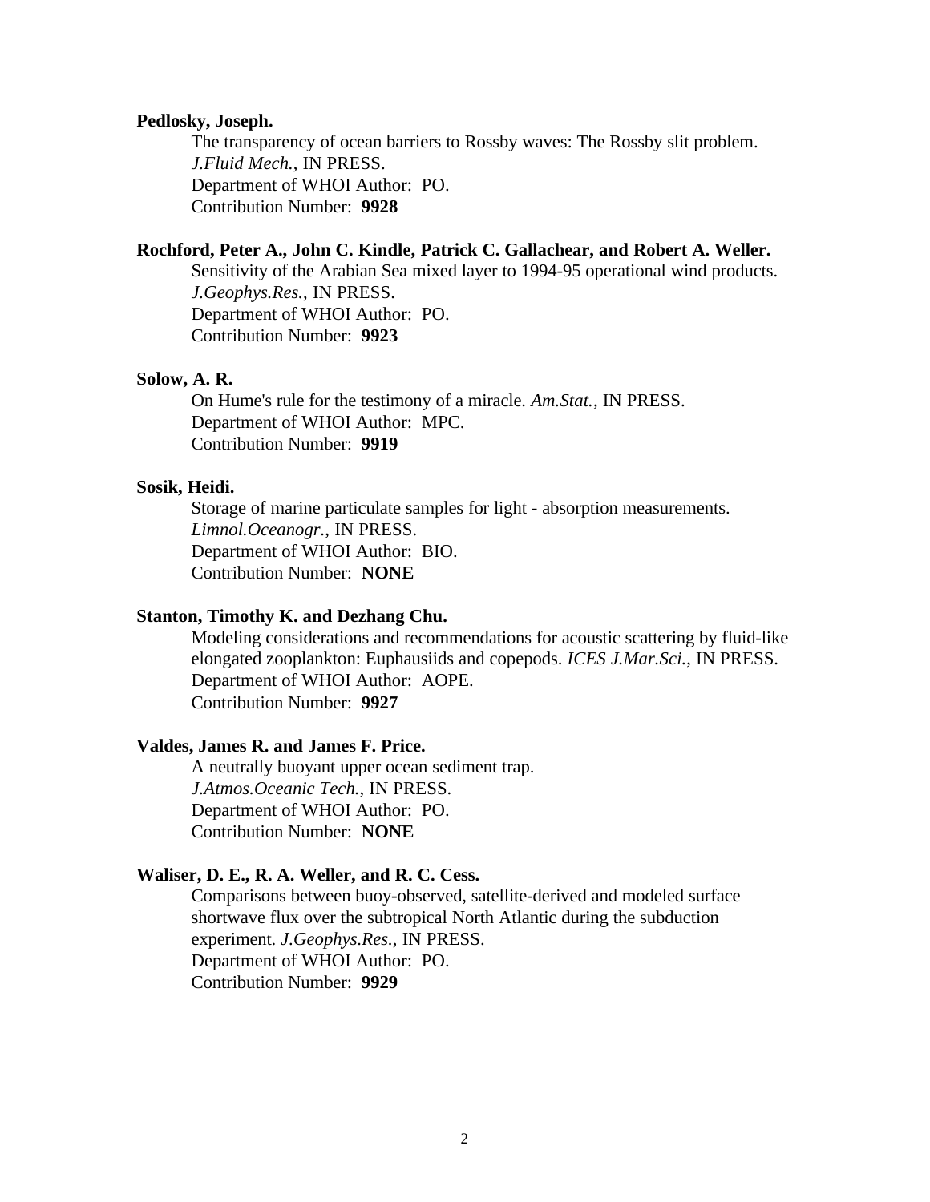**Pedlosky, Joseph.**

The transparency of ocean barriers to Rossby waves: The Rossby slit problem.
*J.Fluid Mech.*, IN PRESS.
Department of WHOI Author: PO.
Contribution Number: **9928**

**Rochford, Peter A., John C. Kindle, Patrick C. Gallachear, and Robert A. Weller.**

Sensitivity of the Arabian Sea mixed layer to 1994-95 operational wind products.
*J.Geophys.Res.*, IN PRESS.
Department of WHOI Author: PO.
Contribution Number: **9923**

**Solow, A. R.**

On Hume's rule for the testimony of a miracle. *Am.Stat.*, IN PRESS.
Department of WHOI Author: MPC.
Contribution Number: **9919**

**Sosik, Heidi.**

Storage of marine particulate samples for light - absorption measurements.
*Limnol.Oceanogr.*, IN PRESS.
Department of WHOI Author: BIO.
Contribution Number: **NONE**

**Stanton, Timothy K. and Dezhang Chu.**

Modeling considerations and recommendations for acoustic scattering by fluid-like elongated zooplankton: Euphausiids and copepods. *ICES J.Mar.Sci.*, IN PRESS.
Department of WHOI Author: AOPE.
Contribution Number: **9927**

**Valdes, James R. and James F. Price.**

A neutrally buoyant upper ocean sediment trap.
*J.Atmos.Oceanic Tech.*, IN PRESS.
Department of WHOI Author: PO.
Contribution Number: **NONE**

**Waliser, D. E., R. A. Weller, and R. C. Cess.**

Comparisons between buoy-observed, satellite-derived and modeled surface shortwave flux over the subtropical North Atlantic during the subduction experiment. *J.Geophys.Res.*, IN PRESS.
Department of WHOI Author: PO.
Contribution Number: **9929**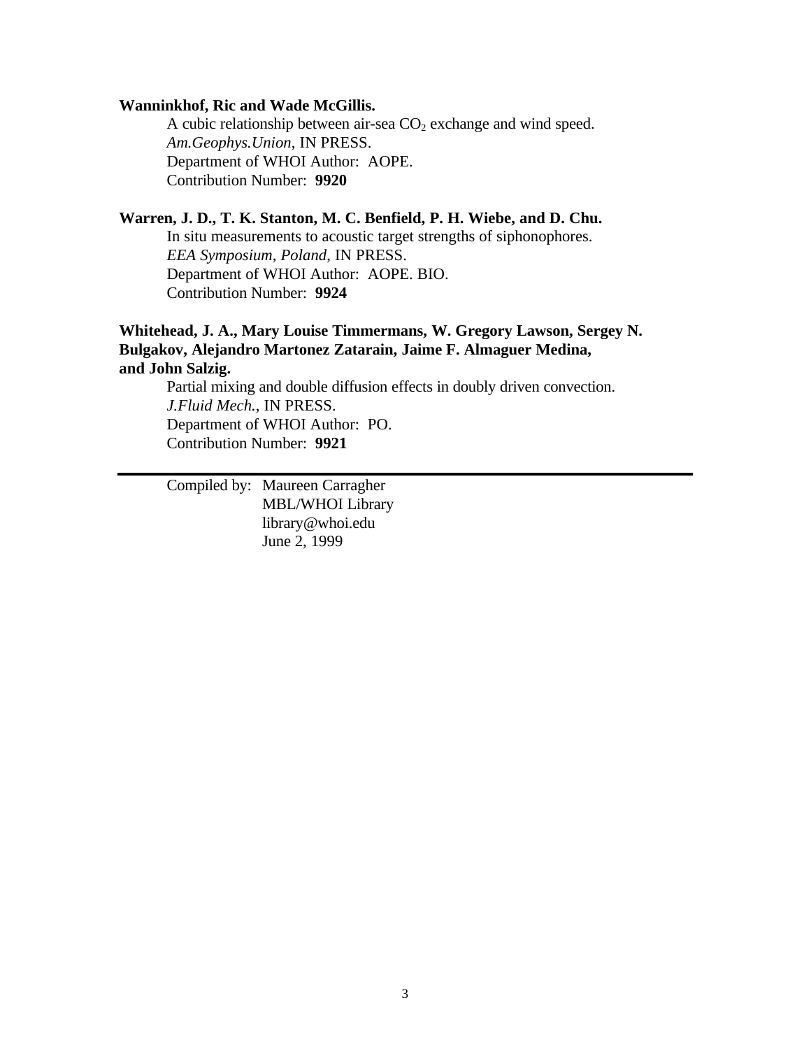**Wanninkhof, Ric and Wade McGillis.**

A cubic relationship between air-sea $CO_2$ exchange and wind speed.
*Am.Geophys.Union*, IN PRESS.
Department of WHOI Author: AOPE.
Contribution Number: **9920**

**Warren, J. D., T. K. Stanton, M. C. Benfield, P. H. Wiebe, and D. Chu.**

In situ measurements to acoustic target strengths of siphonophores.
*EEA Symposium, Poland*, IN PRESS.
Department of WHOI Author: AOPE. BIO.
Contribution Number: **9924**

**Whitehead, J. A., Mary Louise Timmermans, W. Gregory Lawson, Sergey N. Bulgakov, Alejandro Martonez Zatarain, Jaime F. Almaguer Medina, and John Salzig.**

Partial mixing and double diffusion effects in doubly driven convection.
*J.Fluid Mech.*, IN PRESS.
Department of WHOI Author: PO.
Contribution Number: **9921**

---

Compiled by: Maureen Carragher
MBL/WHOI Library
library@whoi.edu
June 2, 1999